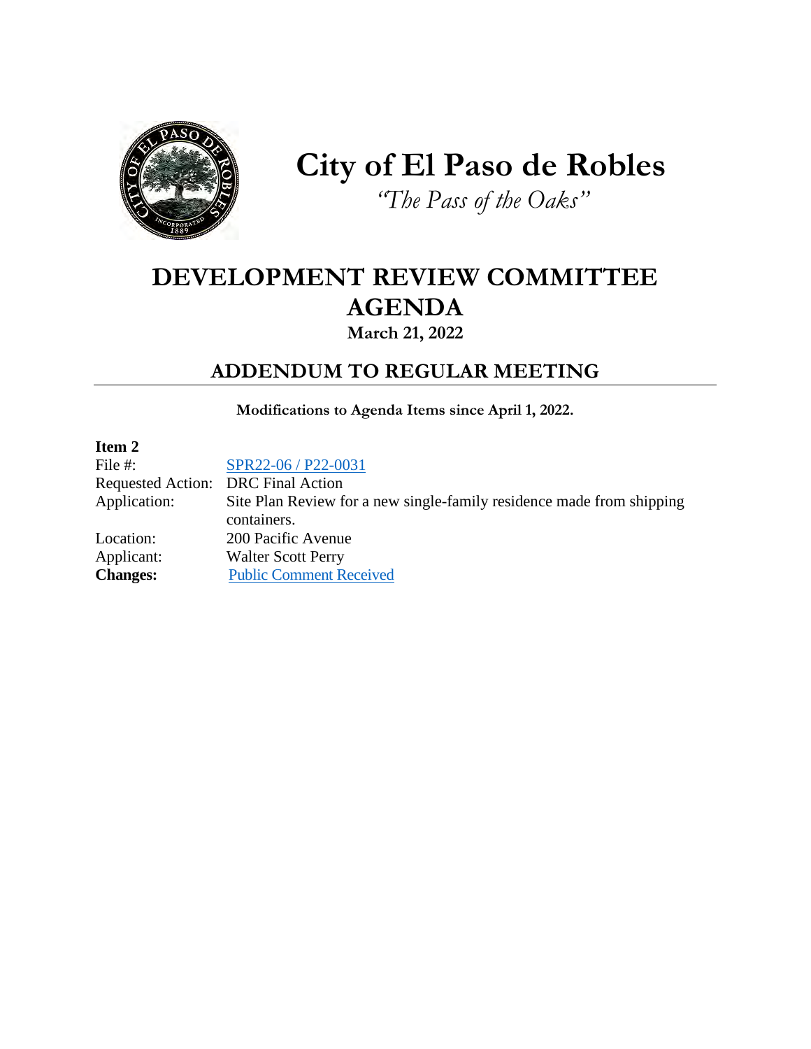# City of El Paso de Robles

*"The Pass of the Oaks"*

## DEVELOPMENT REVIEW COMMITTEE AGENDA

**March 21, 2022**

## ADDENDUM TO REGULAR MEETING

**Modifications to Agenda Items since April 1, 2022.**

**Item 2**

| | |
|---|---|
| File #: | SPR22-06 / P22-0031 |
| Requested Action: | DRC Final Action |
| Application: | Site Plan Review for a new single-family residence made from shipping containers. |
| Location: | 200 Pacific Avenue |
| Applicant: | Walter Scott Perry |
| **Changes:** | Public Comment Received |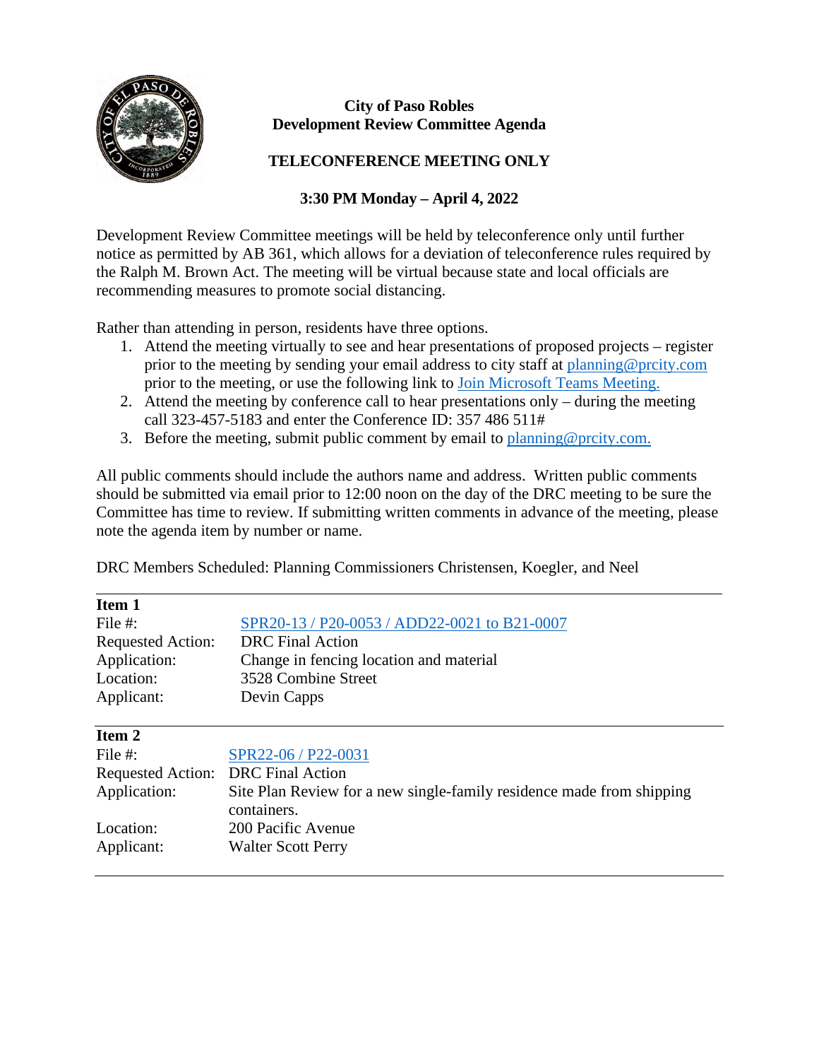**City of Paso Robles**
**Development Review Committee Agenda**

**TELECONFERENCE MEETING ONLY**

**3:30 PM Monday – April 4, 2022**

Development Review Committee meetings will be held by teleconference only until further notice as permitted by AB 361, which allows for a deviation of teleconference rules required by the Ralph M. Brown Act. The meeting will be virtual because state and local officials are recommending measures to promote social distancing.

Rather than attending in person, residents have three options.

1. Attend the meeting virtually to see and hear presentations of proposed projects – register prior to the meeting by sending your email address to city staff at planning@prcity.com prior to the meeting, or use the following link to Join Microsoft Teams Meeting.
2. Attend the meeting by conference call to hear presentations only – during the meeting call 323-457-5183 and enter the Conference ID: 357 486 511#
3. Before the meeting, submit public comment by email to planning@prcity.com.

All public comments should include the authors name and address. Written public comments should be submitted via email prior to 12:00 noon on the day of the DRC meeting to be sure the Committee has time to review. If submitting written comments in advance of the meeting, please note the agenda item by number or name.

DRC Members Scheduled: Planning Commissioners Christensen, Koegler, and Neel

---

**Item 1**

| | |
|---|---|
| File #: | SPR20-13 / P20-0053 / ADD22-0021 to B21-0007 |
| Requested Action: | DRC Final Action |
| Application: | Change in fencing location and material |
| Location: | 3528 Combine Street |
| Applicant: | Devin Capps |

---

**Item 2**

| | |
|---|---|
| File #: | SPR22-06 / P22-0031 |
| Requested Action: | DRC Final Action |
| Application: | Site Plan Review for a new single-family residence made from shipping containers. |
| Location: | 200 Pacific Avenue |
| Applicant: | Walter Scott Perry |

---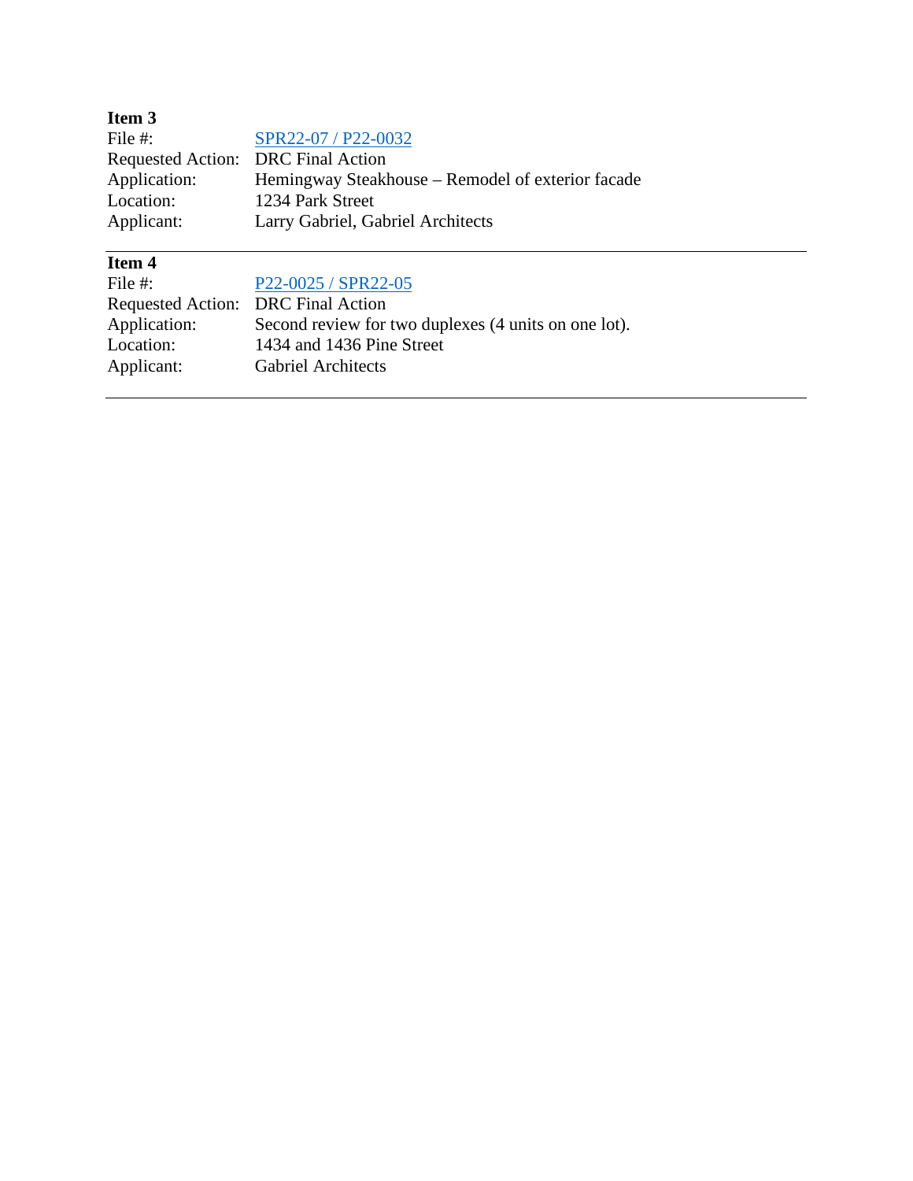**Item 3**

| | |
|---|---|
| File #: | SPR22-07 / P22-0032 |
| Requested Action: | DRC Final Action |
| Application: | Hemingway Steakhouse – Remodel of exterior facade |
| Location: | 1234 Park Street |
| Applicant: | Larry Gabriel, Gabriel Architects |

---

**Item 4**

| | |
|---|---|
| File #: | P22-0025 / SPR22-05 |
| Requested Action: | DRC Final Action |
| Application: | Second review for two duplexes (4 units on one lot). |
| Location: | 1434 and 1436 Pine Street |
| Applicant: | Gabriel Architects |

---